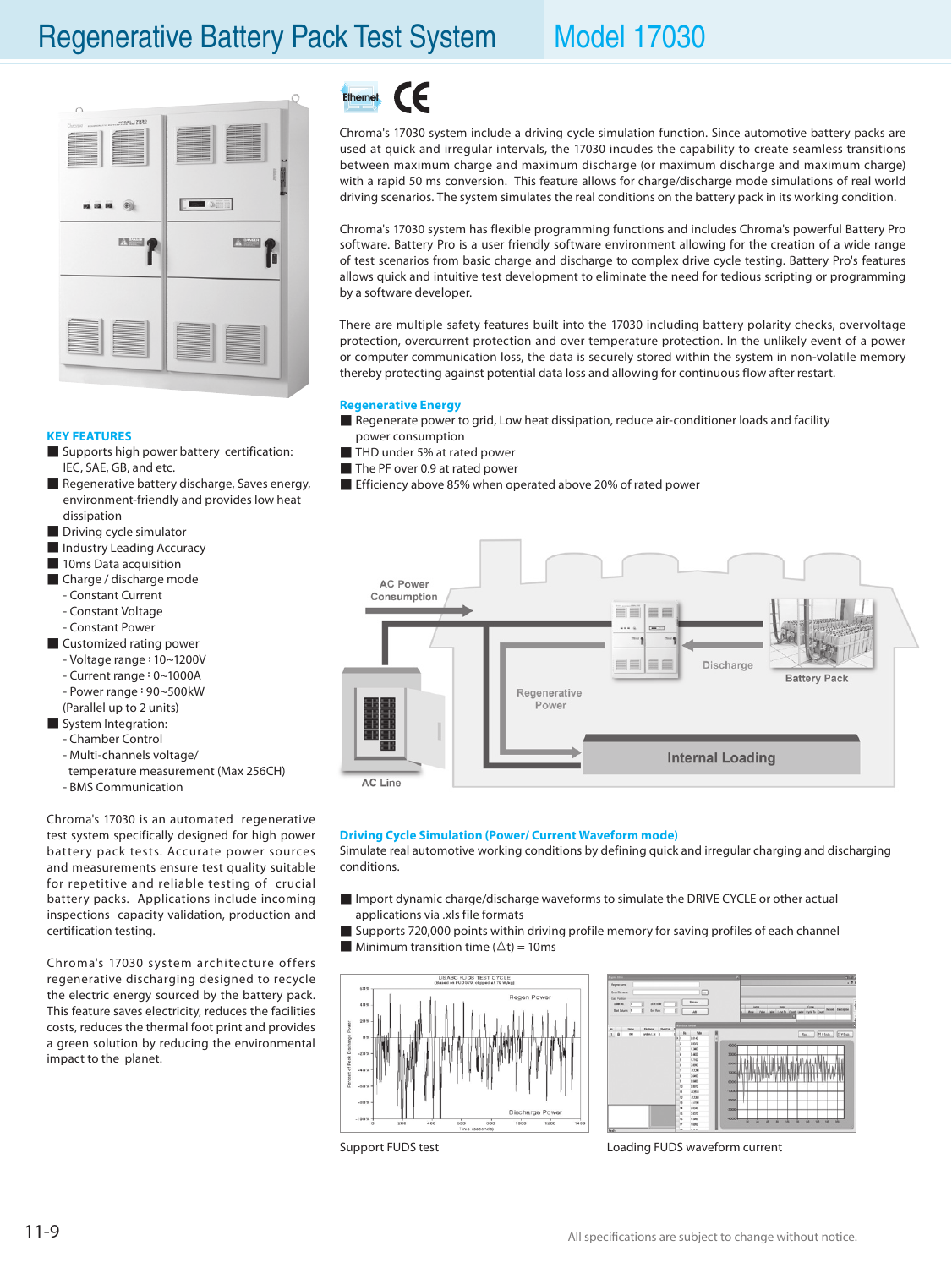# Regenerative Battery Pack Test System Model 17030

## KEY FEATURES

- Supports high power battery certification: IEC, SAE, GB, and etc.
- Regenerative battery discharge, Saves energy, environment-friendly and provides low heat dissipation
- Driving cycle simulator
- Industry Leading Accuracy
- 10ms Data acquisition
- Charge / discharge mode
  - Constant Current
  - Constant Voltage
  - Constant Power
- Customized rating power
  - Voltage range : 10~1200V
  - Current range : 0~1000A
  - Power range : 90~500kW (Parallel up to 2 units)
- System Integration:
  - Chamber Control
  - Multi-channels voltage/ temperature measurement (Max 256CH)
  - BMS Communication

Chroma's 17030 is an automated regenerative test system specifically designed for high power battery pack tests. Accurate power sources and measurements ensure test quality suitable for repetitive and reliable testing of crucial battery packs. Applications include incoming inspections capacity validation, production and certification testing.

Chroma's 17030 system architecture offers regenerative discharging designed to recycle the electric energy sourced by the battery pack. This feature saves electricity, reduces the facilities costs, reduces the thermal foot print and provides a green solution by reducing the environmental impact to the planet.

Chroma's 17030 system include a driving cycle simulation function. Since automotive battery packs are used at quick and irregular intervals, the 17030 incudes the capability to create seamless transitions between maximum charge and maximum discharge (or maximum discharge and maximum charge) with a rapid 50 ms conversion. This feature allows for charge/discharge mode simulations of real world driving scenarios. The system simulates the real conditions on the battery pack in its working condition.

Chroma's 17030 system has flexible programming functions and includes Chroma's powerful Battery Pro software. Battery Pro is a user friendly software environment allowing for the creation of a wide range of test scenarios from basic charge and discharge to complex drive cycle testing. Battery Pro's features allows quick and intuitive test development to eliminate the need for tedious scripting or programming by a software developer.

There are multiple safety features built into the 17030 including battery polarity checks, overvoltage protection, overcurrent protection and over temperature protection. In the unlikely event of a power or computer communication loss, the data is securely stored within the system in non-volatile memory thereby protecting against potential data loss and allowing for continuous flow after restart.

### Regenerative Energy

- Regenerate power to grid, Low heat dissipation, reduce air-conditioner loads and facility power consumption
- THD under 5% at rated power
- The PF over 0.9 at rated power
- Efficiency above 85% when operated above 20% of rated power

### Driving Cycle Simulation (Power/ Current Waveform mode)

Simulate real automotive working conditions by defining quick and irregular charging and discharging conditions.

- Import dynamic charge/discharge waveforms to simulate the DRIVE CYCLE or other actual applications via .xls file formats
- Supports 720,000 points within driving profile memory for saving profiles of each channel
- Minimum transition time ($\Delta$t) = 10ms

Support FUDS test

Loading FUDS waveform current

All specifications are subject to change without notice.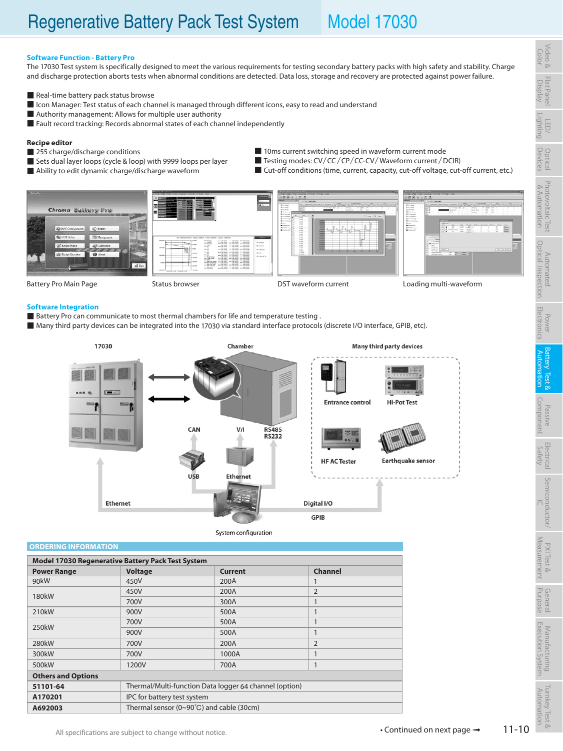# Regenerative Battery Pack Test System    Model 17030

### Software Function - Battery Pro

The 17030 Test system is specifically designed to meet the various requirements for testing secondary battery packs with high safety and stability. Charge and discharge protection aborts tests when abnormal conditions are detected. Data loss, storage and recovery are protected against power failure.

- Real-time battery pack status browse
- Icon Manager: Test status of each channel is managed through different icons, easy to read and understand
- Authority management: Allows for multiple user authority
- Fault record tracking: Records abnormal states of each channel independently

**Recipe editor**

- 255 charge/discharge conditions
- Sets dual layer loops (cycle & loop) with 9999 loops per layer
- Ability to edit dynamic charge/discharge waveform
- 10ms current switching speed in waveform current mode
- Testing modes: CV/CC/CP/CC-CV/Waveform current/DCIR)
- Cut-off conditions (time, current, capacity, cut-off voltage, cut-off current, etc.)

Battery Pro Main Page

Status browser

DST waveform current

Loading multi-waveform

### Software Integration

- Battery Pro can communicate to most thermal chambers for life and temperature testing .
- Many third party devices can be integrated into the 17030 via standard interface protocols (discrete I/O interface, GPIB, etc).

17030 · Chamber · Many third party devices · Entrance control · Hi-Pot Test · HF AC Tester · Earthquake sensor · CAN · V/I · RS485 RS232 · USB · Ethernet · Ethernet · Digital I/O · GPIB

System configuration

### ORDERING INFORMATION

| Model 17030 Regenerative Battery Pack Test System | | | |
|---|---|---|---|
| **Power Range** | **Voltage** | **Current** | **Channel** |
| 90kW | 450V | 200A | 1 |
| 180kW | 450V | 200A | 2 |
| | 700V | 300A | 1 |
| 210kW | 900V | 500A | 1 |
| 250kW | 700V | 500A | 1 |
| | 900V | 500A | 1 |
| 280kW | 700V | 200A | 2 |
| 300kW | 700V | 1000A | 1 |
| 500kW | 1200V | 700A | 1 |
| **Others and Options** | | | |
| **51101-64** | Thermal/Multi-function Data logger 64 channel (option) | | |
| **A170201** | IPC for battery test system | | |
| **A692003** | Thermal sensor (0~90°C) and cable (30cm) | | |

All specifications are subject to change without notice.

• Continued on next page ➟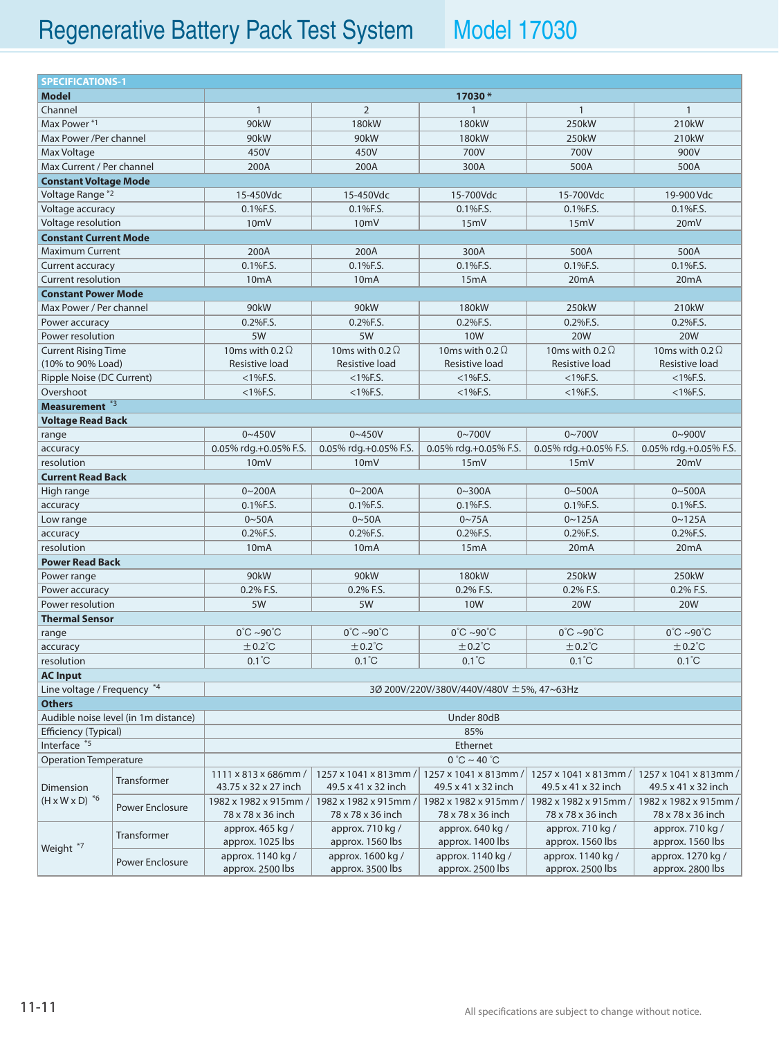# Regenerative Battery Pack Test System Model 17030

| SPECIFICATIONS-1 | | | | | | |
|---|---|---|---|---|---|---|
| **Model** | | **17030 *** | | | | |
| Channel | | 1 | 2 | 1 | 1 | 1 |
| Max Power *1 | | 90kW | 180kW | 180kW | 250kW | 210kW |
| Max Power /Per channel | | 90kW | 90kW | 180kW | 250kW | 210kW |
| Max Voltage | | 450V | 450V | 700V | 700V | 900V |
| Max Current / Per channel | | 200A | 200A | 300A | 500A | 500A |
| **Constant Voltage Mode** | | | | | | |
| Voltage Range *2 | | 15-450Vdc | 15-450Vdc | 15-700Vdc | 15-700Vdc | 19-900 Vdc |
| Voltage accuracy | | 0.1%F.S. | 0.1%F.S. | 0.1%F.S. | 0.1%F.S. | 0.1%F.S. |
| Voltage resolution | | 10mV | 10mV | 15mV | 15mV | 20mV |
| **Constant Current Mode** | | | | | | |
| Maximum Current | | 200A | 200A | 300A | 500A | 500A |
| Current accuracy | | 0.1%F.S. | 0.1%F.S. | 0.1%F.S. | 0.1%F.S. | 0.1%F.S. |
| Current resolution | | 10mA | 10mA | 15mA | 20mA | 20mA |
| **Constant Power Mode** | | | | | | |
| Max Power / Per channel | | 90kW | 90kW | 180kW | 250kW | 210kW |
| Power accuracy | | 0.2%F.S. | 0.2%F.S. | 0.2%F.S. | 0.2%F.S. | 0.2%F.S. |
| Power resolution | | 5W | 5W | 10W | 20W | 20W |
| Current Rising Time (10% to 90% Load) | | 10ms with 0.2Ω Resistive load | 10ms with 0.2Ω Resistive load | 10ms with 0.2Ω Resistive load | 10ms with 0.2Ω Resistive load | 10ms with 0.2Ω Resistive load |
| Ripple Noise (DC Current) | | <1%F.S. | <1%F.S. | <1%F.S. | <1%F.S. | <1%F.S. |
| Overshoot | | <1%F.S. | <1%F.S. | <1%F.S. | <1%F.S. | <1%F.S. |
| **Measurement *3** | | | | | | |
| **Voltage Read Back** | | | | | | |
| range | | 0~450V | 0~450V | 0~700V | 0~700V | 0~900V |
| accuracy | | 0.05% rdg.+0.05% F.S. | 0.05% rdg.+0.05% F.S. | 0.05% rdg.+0.05% F.S. | 0.05% rdg.+0.05% F.S. | 0.05% rdg.+0.05% F.S. |
| resolution | | 10mV | 10mV | 15mV | 15mV | 20mV |
| **Current Read Back** | | | | | | |
| High range | | 0~200A | 0~200A | 0~300A | 0~500A | 0~500A |
| accuracy | | 0.1%F.S. | 0.1%F.S. | 0.1%F.S. | 0.1%F.S. | 0.1%F.S. |
| Low range | | 0~50A | 0~50A | 0~75A | 0~125A | 0~125A |
| accuracy | | 0.2%F.S. | 0.2%F.S. | 0.2%F.S. | 0.2%F.S. | 0.2%F.S. |
| resolution | | 10mA | 10mA | 15mA | 20mA | 20mA |
| **Power Read Back** | | | | | | |
| Power range | | 90kW | 90kW | 180kW | 250kW | 250kW |
| Power accuracy | | 0.2% F.S. | 0.2% F.S. | 0.2% F.S. | 0.2% F.S. | 0.2% F.S. |
| Power resolution | | 5W | 5W | 10W | 20W | 20W |
| **Thermal Sensor** | | | | | | |
| range | | 0˚C ~90˚C | 0˚C ~90˚C | 0˚C ~90˚C | 0˚C ~90˚C | 0˚C ~90˚C |
| accuracy | | ±0.2˚C | ±0.2˚C | ±0.2˚C | ±0.2˚C | ±0.2˚C |
| resolution | | 0.1˚C | 0.1˚C | 0.1˚C | 0.1˚C | 0.1˚C |
| **AC Input** | | | | | | |
| Line voltage / Frequency *4 | | 3Ø 200V/220V/380V/440V/480V ±5%, 47~63Hz | | | | |
| **Others** | | | | | | |
| Audible noise level (in 1m distance) | | Under 80dB | | | | |
| Efficiency (Typical) | | 85% | | | | |
| Interface *5 | | Ethernet | | | | |
| Operation Temperature | | 0 ˚C ~ 40 ˚C | | | | |
| Dimension (H x W x D) *6 | Transformer | 1111 x 813 x 686mm / 43.75 x 32 x 27 inch | 1257 x 1041 x 813mm / 49.5 x 41 x 32 inch | 1257 x 1041 x 813mm / 49.5 x 41 x 32 inch | 1257 x 1041 x 813mm / 49.5 x 41 x 32 inch | 1257 x 1041 x 813mm / 49.5 x 41 x 32 inch |
| | Power Enclosure | 1982 x 1982 x 915mm / 78 x 78 x 36 inch | 1982 x 1982 x 915mm / 78 x 78 x 36 inch | 1982 x 1982 x 915mm / 78 x 78 x 36 inch | 1982 x 1982 x 915mm / 78 x 78 x 36 inch | 1982 x 1982 x 915mm / 78 x 78 x 36 inch |
| Weight *7 | Transformer | approx. 465 kg / approx. 1025 lbs | approx. 710 kg / approx. 1560 lbs | approx. 640 kg / approx. 1400 lbs | approx. 710 kg / approx. 1560 lbs | approx. 710 kg / approx. 1560 lbs |
| | Power Enclosure | approx. 1140 kg / approx. 2500 lbs | approx. 1600 kg / approx. 3500 lbs | approx. 1140 kg / approx. 2500 lbs | approx. 1140 kg / approx. 2500 lbs | approx. 1270 kg / approx. 2800 lbs |

All specifications are subject to change without notice.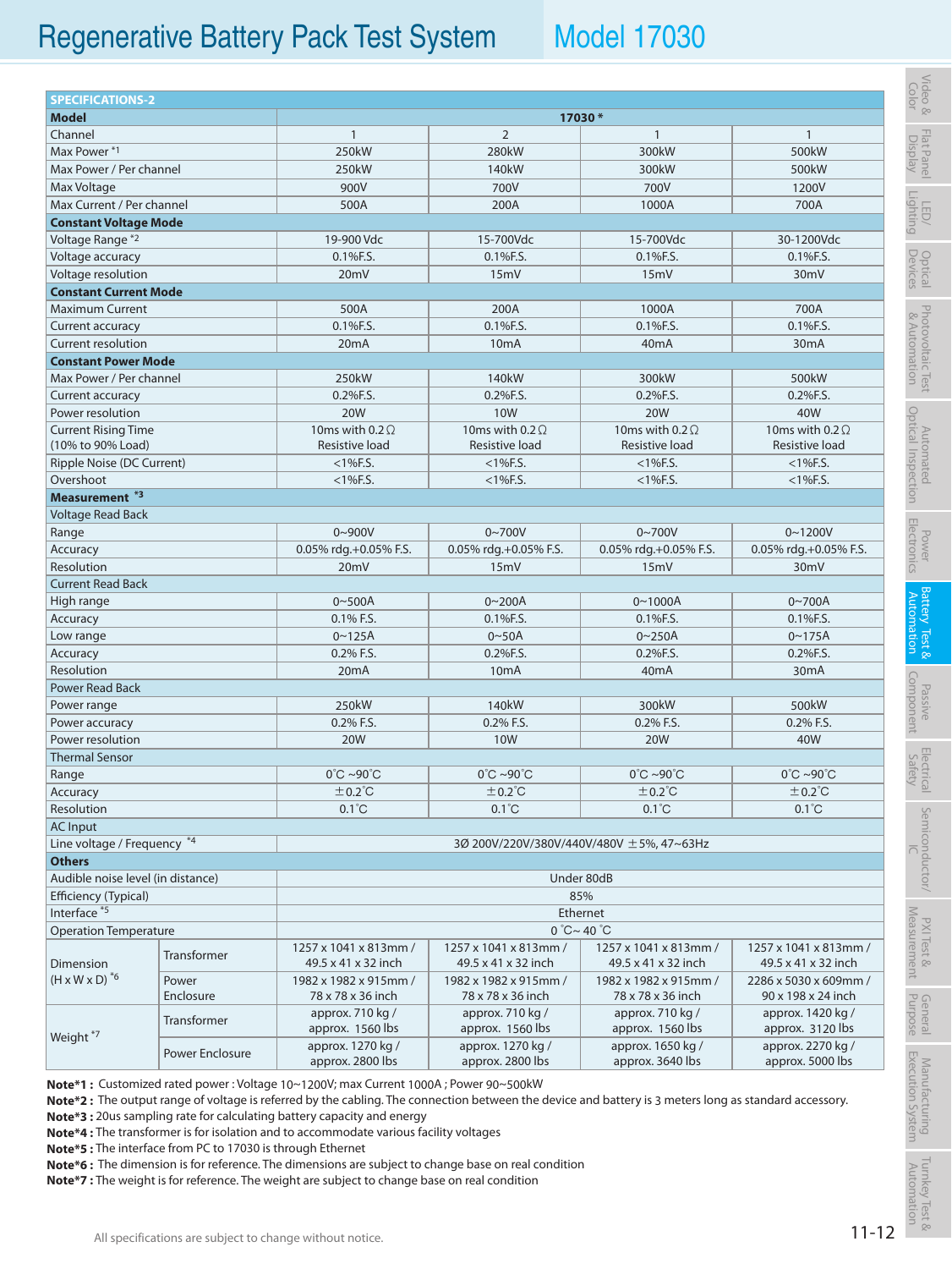# Regenerative Battery Pack Test System  Model 17030

| SPECIFICATIONS-2 | | | | | |
|---|---|---|---|---|---|
| **Model** | | **17030 *** | | | |
| Channel | | 1 | 2 | 1 | 1 |
| Max Power *1 | | 250kW | 280kW | 300kW | 500kW |
| Max Power / Per channel | | 250kW | 140kW | 300kW | 500kW |
| Max Voltage | | 900V | 700V | 700V | 1200V |
| Max Current / Per channel | | 500A | 200A | 1000A | 700A |
| **Constant Voltage Mode** | | | | | |
| Voltage Range *2 | | 19-900 Vdc | 15-700Vdc | 15-700Vdc | 30-1200Vdc |
| Voltage accuracy | | 0.1%F.S. | 0.1%F.S. | 0.1%F.S. | 0.1%F.S. |
| Voltage resolution | | 20mV | 15mV | 15mV | 30mV |
| **Constant Current Mode** | | | | | |
| Maximum Current | | 500A | 200A | 1000A | 700A |
| Current accuracy | | 0.1%F.S. | 0.1%F.S. | 0.1%F.S. | 0.1%F.S. |
| Current resolution | | 20mA | 10mA | 40mA | 30mA |
| **Constant Power Mode** | | | | | |
| Max Power / Per channel | | 250kW | 140kW | 300kW | 500kW |
| Current accuracy | | 0.2%F.S. | 0.2%F.S. | 0.2%F.S. | 0.2%F.S. |
| Power resolution | | 20W | 10W | 20W | 40W |
| Current Rising Time (10% to 90% Load) | | 10ms with 0.2Ω Resistive load | 10ms with 0.2Ω Resistive load | 10ms with 0.2Ω Resistive load | 10ms with 0.2Ω Resistive load |
| Ripple Noise (DC Current) | | <1%F.S. | <1%F.S. | <1%F.S. | <1%F.S. |
| Overshoot | | <1%F.S. | <1%F.S. | <1%F.S. | <1%F.S. |
| **Measurement *3** | | | | | |
| Voltage Read Back | | | | | |
| Range | | 0~900V | 0~700V | 0~700V | 0~1200V |
| Accuracy | | 0.05% rdg.+0.05% F.S. | 0.05% rdg.+0.05% F.S. | 0.05% rdg.+0.05% F.S. | 0.05% rdg.+0.05% F.S. |
| Resolution | | 20mV | 15mV | 15mV | 30mV |
| Current Read Back | | | | | |
| High range | | 0~500A | 0~200A | 0~1000A | 0~700A |
| Accuracy | | 0.1% F.S. | 0.1%F.S. | 0.1%F.S. | 0.1%F.S. |
| Low range | | 0~125A | 0~50A | 0~250A | 0~175A |
| Accuracy | | 0.2% F.S. | 0.2%F.S. | 0.2%F.S. | 0.2%F.S. |
| Resolution | | 20mA | 10mA | 40mA | 30mA |
| Power Read Back | | | | | |
| Power range | | 250kW | 140kW | 300kW | 500kW |
| Power accuracy | | 0.2% F.S. | 0.2% F.S. | 0.2% F.S. | 0.2% F.S. |
| Power resolution | | 20W | 10W | 20W | 40W |
| Thermal Sensor | | | | | |
| Range | | 0˚C ~90˚C | 0˚C ~90˚C | 0˚C ~90˚C | 0˚C ~90˚C |
| Accuracy | | ±0.2˚C | ±0.2˚C | ±0.2˚C | ±0.2˚C |
| Resolution | | 0.1˚C | 0.1˚C | 0.1˚C | 0.1˚C |
| AC Input | | | | | |
| Line voltage / Frequency *4 | | 3Ø 200V/220V/380V/440V/480V ±5%, 47~63Hz | | | |
| **Others** | | | | | |
| Audible noise level (in distance) | | Under 80dB | | | |
| Efficiency (Typical) | | 85% | | | |
| Interface *5 | | Ethernet | | | |
| Operation Temperature | | 0 ˚C~ 40 ˚C | | | |
| Dimension (H x W x D) *6 | Transformer | 1257 x 1041 x 813mm / 49.5 x 41 x 32 inch | 1257 x 1041 x 813mm / 49.5 x 41 x 32 inch | 1257 x 1041 x 813mm / 49.5 x 41 x 32 inch | 1257 x 1041 x 813mm / 49.5 x 41 x 32 inch |
| | Power Enclosure | 1982 x 1982 x 915mm / 78 x 78 x 36 inch | 1982 x 1982 x 915mm / 78 x 78 x 36 inch | 1982 x 1982 x 915mm / 78 x 78 x 36 inch | 2286 x 5030 x 609mm / 90 x 198 x 24 inch |
| Weight *7 | Transformer | approx. 710 kg / approx. 1560 lbs | approx. 710 kg / approx. 1560 lbs | approx. 710 kg / approx. 1560 lbs | approx. 1420 kg / approx. 3120 lbs |
| | Power Enclosure | approx. 1270 kg / approx. 2800 lbs | approx. 1270 kg / approx. 2800 lbs | approx. 1650 kg / approx. 3640 lbs | approx. 2270 kg / approx. 5000 lbs |

**Note*1 :** Customized rated power : Voltage 10~1200V; max Current 1000A ; Power 90~500kW
**Note*2 :** The output range of voltage is referred by the cabling. The connection between the device and battery is 3 meters long as standard accessory.
**Note*3 :** 20us sampling rate for calculating battery capacity and energy
**Note*4 :** The transformer is for isolation and to accommodate various facility voltages
**Note*5 :** The interface from PC to 17030 is through Ethernet
**Note*6 :** The dimension is for reference. The dimensions are subject to change base on real condition
**Note*7 :** The weight is for reference. The weight are subject to change base on real condition

All specifications are subject to change without notice.